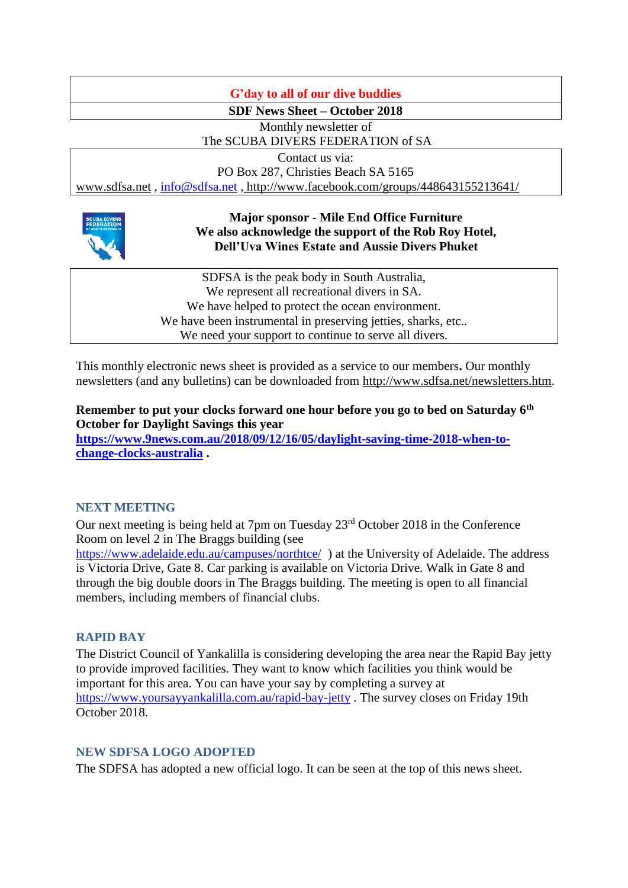**G'day to all of our dive buddies**

**SDF News Sheet – October 2018**

Monthly newsletter of
The SCUBA DIVERS FEDERATION of SA

Contact us via:
PO Box 287, Christies Beach SA 5165
www.sdfsa.net , info@sdfsa.net , http://www.facebook.com/groups/448643155213641/

**Major sponsor - Mile End Office Furniture**
**We also acknowledge the support of the Rob Roy Hotel, Dell'Uva Wines Estate and Aussie Divers Phuket**

SDFSA is the peak body in South Australia,
We represent all recreational divers in SA.
We have helped to protect the ocean environment.
We have been instrumental in preserving jetties, sharks, etc..
We need your support to continue to serve all divers.

This monthly electronic news sheet is provided as a service to our members**.** Our monthly newsletters (and any bulletins) can be downloaded from http://www.sdfsa.net/newsletters.htm.

**Remember to put your clocks forward one hour before you go to bed on Saturday 6th October for Daylight Savings this year https://www.9news.com.au/2018/09/12/16/05/daylight-saving-time-2018-when-to-change-clocks-australia .**

## NEXT MEETING

Our next meeting is being held at 7pm on Tuesday 23rd October 2018 in the Conference Room on level 2 in The Braggs building (see https://www.adelaide.edu.au/campuses/northtce/ ) at the University of Adelaide. The address is Victoria Drive, Gate 8. Car parking is available on Victoria Drive. Walk in Gate 8 and through the big double doors in The Braggs building. The meeting is open to all financial members, including members of financial clubs.

## RAPID BAY

The District Council of Yankalilla is considering developing the area near the Rapid Bay jetty to provide improved facilities. They want to know which facilities you think would be important for this area. You can have your say by completing a survey at https://www.yoursayyankalilla.com.au/rapid-bay-jetty . The survey closes on Friday 19th October 2018.

## NEW SDFSA LOGO ADOPTED

The SDFSA has adopted a new official logo. It can be seen at the top of this news sheet.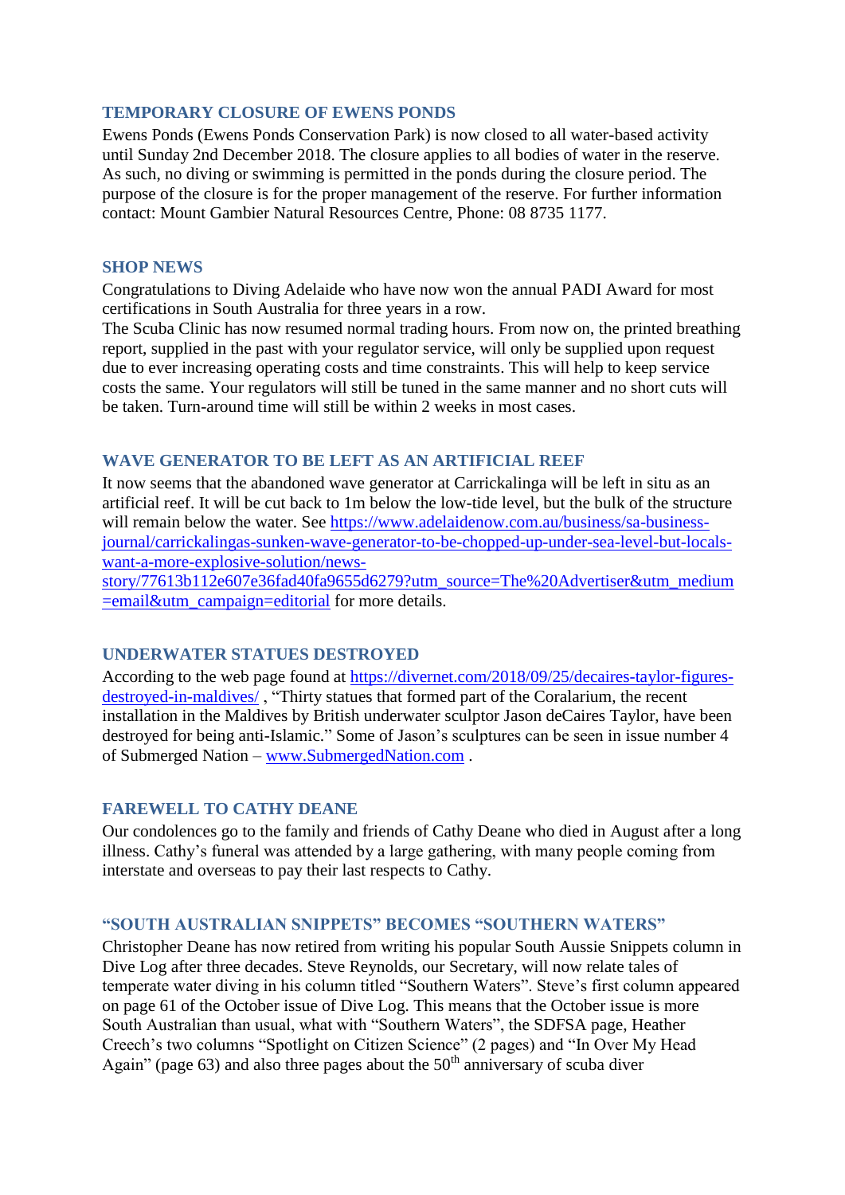## TEMPORARY CLOSURE OF EWENS PONDS

Ewens Ponds (Ewens Ponds Conservation Park) is now closed to all water-based activity until Sunday 2nd December 2018. The closure applies to all bodies of water in the reserve. As such, no diving or swimming is permitted in the ponds during the closure period. The purpose of the closure is for the proper management of the reserve. For further information contact: Mount Gambier Natural Resources Centre, Phone: 08 8735 1177.

## SHOP NEWS

Congratulations to Diving Adelaide who have now won the annual PADI Award for most certifications in South Australia for three years in a row.

The Scuba Clinic has now resumed normal trading hours. From now on, the printed breathing report, supplied in the past with your regulator service, will only be supplied upon request due to ever increasing operating costs and time constraints. This will help to keep service costs the same. Your regulators will still be tuned in the same manner and no short cuts will be taken. Turn-around time will still be within 2 weeks in most cases.

## WAVE GENERATOR TO BE LEFT AS AN ARTIFICIAL REEF

It now seems that the abandoned wave generator at Carrickalinga will be left in situ as an artificial reef. It will be cut back to 1m below the low-tide level, but the bulk of the structure will remain below the water. See [https://www.adelaidenow.com.au/business/sa-business-journal/carrickalingas-sunken-wave-generator-to-be-chopped-up-under-sea-level-but-locals-want-a-more-explosive-solution/news-story/77613b112e607e36fad40fa9655d6279?utm_source=The%20Advertiser&utm_medium=email&utm_campaign=editorial](https://www.adelaidenow.com.au/business/sa-business-journal/carrickalingas-sunken-wave-generator-to-be-chopped-up-under-sea-level-but-locals-want-a-more-explosive-solution/news-story/77613b112e607e36fad40fa9655d6279?utm_source=The%20Advertiser&utm_medium=email&utm_campaign=editorial) for more details.

## UNDERWATER STATUES DESTROYED

According to the web page found at [https://divernet.com/2018/09/25/decaires-taylor-figures-destroyed-in-maldives/](https://divernet.com/2018/09/25/decaires-taylor-figures-destroyed-in-maldives/) , "Thirty statues that formed part of the Coralarium, the recent installation in the Maldives by British underwater sculptor Jason deCaires Taylor, have been destroyed for being anti-Islamic." Some of Jason's sculptures can be seen in issue number 4 of Submerged Nation – [www.SubmergedNation.com](http://www.SubmergedNation.com) .

## FAREWELL TO CATHY DEANE

Our condolences go to the family and friends of Cathy Deane who died in August after a long illness. Cathy's funeral was attended by a large gathering, with many people coming from interstate and overseas to pay their last respects to Cathy.

## "SOUTH AUSTRALIAN SNIPPETS" BECOMES "SOUTHERN WATERS"

Christopher Deane has now retired from writing his popular South Aussie Snippets column in Dive Log after three decades. Steve Reynolds, our Secretary, will now relate tales of temperate water diving in his column titled "Southern Waters". Steve's first column appeared on page 61 of the October issue of Dive Log. This means that the October issue is more South Australian than usual, what with "Southern Waters", the SDFSA page, Heather Creech's two columns "Spotlight on Citizen Science" (2 pages) and "In Over My Head Again" (page 63) and also three pages about the 50th anniversary of scuba diver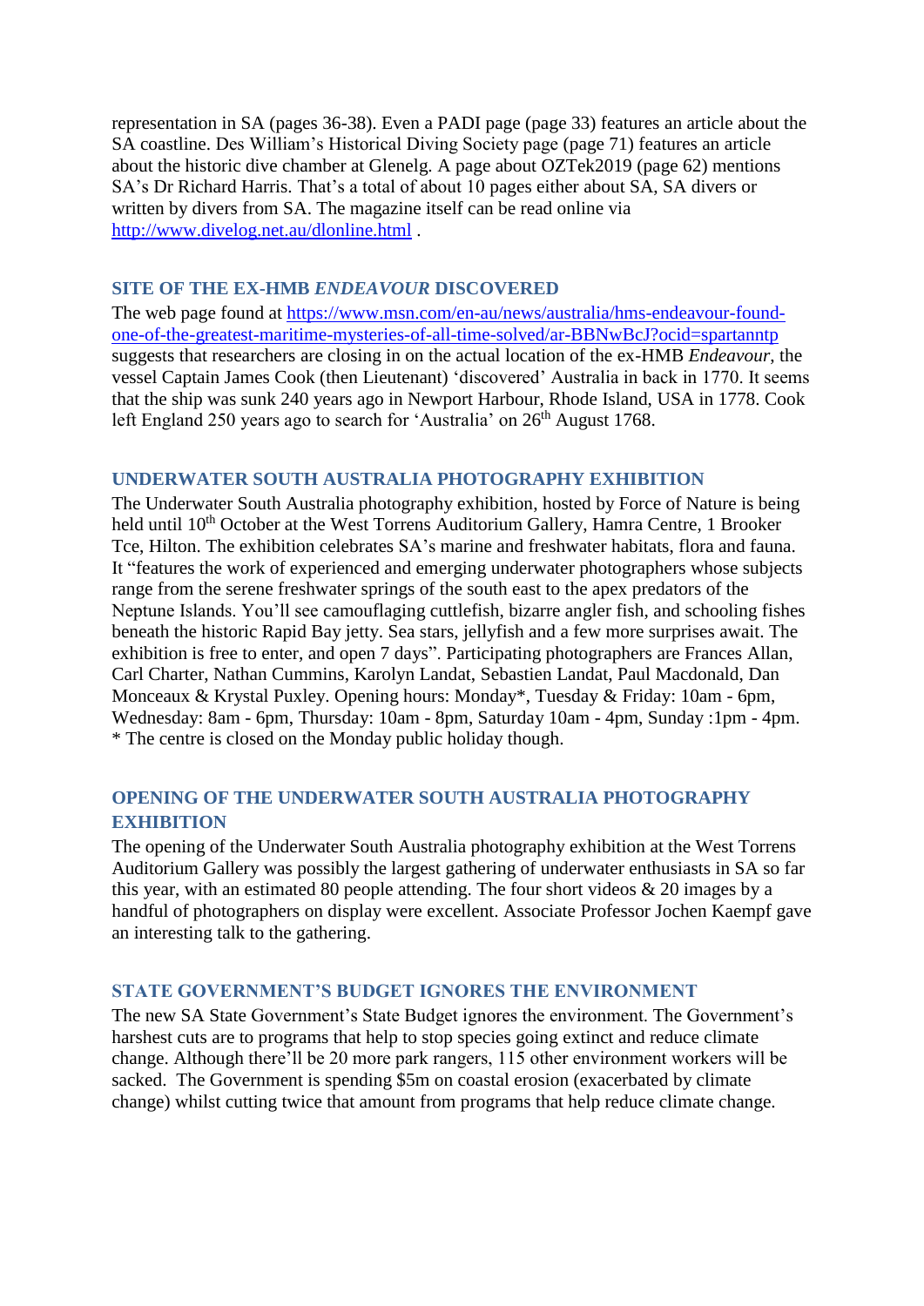representation in SA (pages 36-38). Even a PADI page (page 33) features an article about the SA coastline. Des William's Historical Diving Society page (page 71) features an article about the historic dive chamber at Glenelg. A page about OZTek2019 (page 62) mentions SA's Dr Richard Harris. That's a total of about 10 pages either about SA, SA divers or written by divers from SA. The magazine itself can be read online via [http://www.divelog.net.au/dlonline.html](http://www.divelog.net.au/dlonline.html) .

## SITE OF THE EX-HMB *ENDEAVOUR* DISCOVERED

The web page found at [https://www.msn.com/en-au/news/australia/hms-endeavour-found-one-of-the-greatest-maritime-mysteries-of-all-time-solved/ar-BBNwBcJ?ocid=spartanntp](https://www.msn.com/en-au/news/australia/hms-endeavour-found-one-of-the-greatest-maritime-mysteries-of-all-time-solved/ar-BBNwBcJ?ocid=spartanntp) suggests that researchers are closing in on the actual location of the ex-HMB *Endeavour*, the vessel Captain James Cook (then Lieutenant) 'discovered' Australia in back in 1770. It seems that the ship was sunk 240 years ago in Newport Harbour, Rhode Island, USA in 1778. Cook left England 250 years ago to search for 'Australia' on 26th August 1768.

## UNDERWATER SOUTH AUSTRALIA PHOTOGRAPHY EXHIBITION

The Underwater South Australia photography exhibition, hosted by Force of Nature is being held until 10th October at the West Torrens Auditorium Gallery, Hamra Centre, 1 Brooker Tce, Hilton. The exhibition celebrates SA's marine and freshwater habitats, flora and fauna. It "features the work of experienced and emerging underwater photographers whose subjects range from the serene freshwater springs of the south east to the apex predators of the Neptune Islands. You'll see camouflaging cuttlefish, bizarre angler fish, and schooling fishes beneath the historic Rapid Bay jetty. Sea stars, jellyfish and a few more surprises await. The exhibition is free to enter, and open 7 days". Participating photographers are Frances Allan, Carl Charter, Nathan Cummins, Karolyn Landat, Sebastien Landat, Paul Macdonald, Dan Monceaux & Krystal Puxley. Opening hours: Monday*, Tuesday & Friday: 10am - 6pm, Wednesday: 8am - 6pm, Thursday: 10am - 8pm, Saturday 10am - 4pm, Sunday :1pm - 4pm.
* The centre is closed on the Monday public holiday though.

## OPENING OF THE UNDERWATER SOUTH AUSTRALIA PHOTOGRAPHY EXHIBITION

The opening of the Underwater South Australia photography exhibition at the West Torrens Auditorium Gallery was possibly the largest gathering of underwater enthusiasts in SA so far this year, with an estimated 80 people attending. The four short videos & 20 images by a handful of photographers on display were excellent. Associate Professor Jochen Kaempf gave an interesting talk to the gathering.

## STATE GOVERNMENT'S BUDGET IGNORES THE ENVIRONMENT

The new SA State Government's State Budget ignores the environment. The Government's harshest cuts are to programs that help to stop species going extinct and reduce climate change. Although there'll be 20 more park rangers, 115 other environment workers will be sacked. The Government is spending $5m on coastal erosion (exacerbated by climate change) whilst cutting twice that amount from programs that help reduce climate change.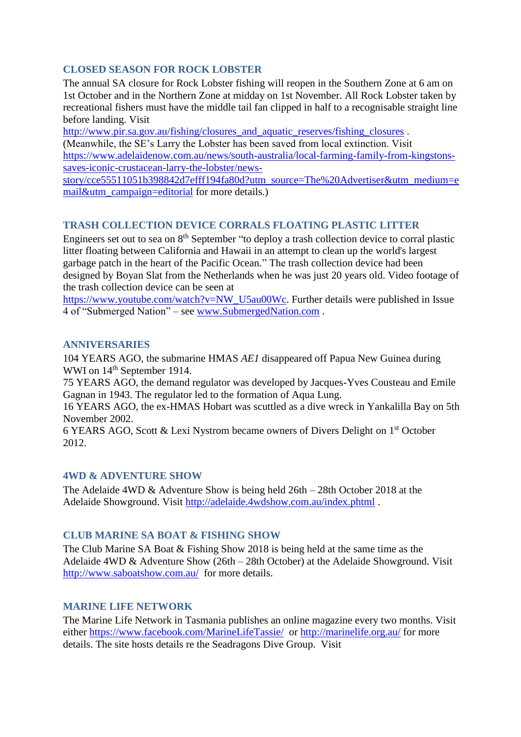## CLOSED SEASON FOR ROCK LOBSTER

The annual SA closure for Rock Lobster fishing will reopen in the Southern Zone at 6 am on 1st October and in the Northern Zone at midday on 1st November. All Rock Lobster taken by recreational fishers must have the middle tail fan clipped in half to a recognisable straight line before landing. Visit http://www.pir.sa.gov.au/fishing/closures_and_aquatic_reserves/fishing_closures . (Meanwhile, the SE's Larry the Lobster has been saved from local extinction. Visit https://www.adelaidenow.com.au/news/south-australia/local-farming-family-from-kingstons-saves-iconic-crustacean-larry-the-lobster/news-story/cce55511051b398842d7efff194fa80d?utm_source=The%20Advertiser&utm_medium=email&utm_campaign=editorial for more details.)

## TRASH COLLECTION DEVICE CORRALS FLOATING PLASTIC LITTER

Engineers set out to sea on 8th September "to deploy a trash collection device to corral plastic litter floating between California and Hawaii in an attempt to clean up the world's largest garbage patch in the heart of the Pacific Ocean." The trash collection device had been designed by Boyan Slat from the Netherlands when he was just 20 years old. Video footage of the trash collection device can be seen at https://www.youtube.com/watch?v=NW_U5au00Wc. Further details were published in Issue 4 of "Submerged Nation" – see www.SubmergedNation.com .

## ANNIVERSARIES

104 YEARS AGO, the submarine HMAS *AE1* disappeared off Papua New Guinea during WWI on 14th September 1914.
75 YEARS AGO, the demand regulator was developed by Jacques-Yves Cousteau and Emile Gagnan in 1943. The regulator led to the formation of Aqua Lung.
16 YEARS AGO, the ex-HMAS Hobart was scuttled as a dive wreck in Yankalilla Bay on 5th November 2002.
6 YEARS AGO, Scott & Lexi Nystrom became owners of Divers Delight on 1st October 2012.

## 4WD & ADVENTURE SHOW

The Adelaide 4WD & Adventure Show is being held 26th – 28th October 2018 at the Adelaide Showground. Visit http://adelaide.4wdshow.com.au/index.phtml .

## CLUB MARINE SA BOAT & FISHING SHOW

The Club Marine SA Boat & Fishing Show 2018 is being held at the same time as the Adelaide 4WD & Adventure Show (26th – 28th October) at the Adelaide Showground. Visit http://www.saboatshow.com.au/ for more details.

## MARINE LIFE NETWORK

The Marine Life Network in Tasmania publishes an online magazine every two months. Visit either https://www.facebook.com/MarineLifeTassie/ or http://marinelife.org.au/ for more details. The site hosts details re the Seadragons Dive Group. Visit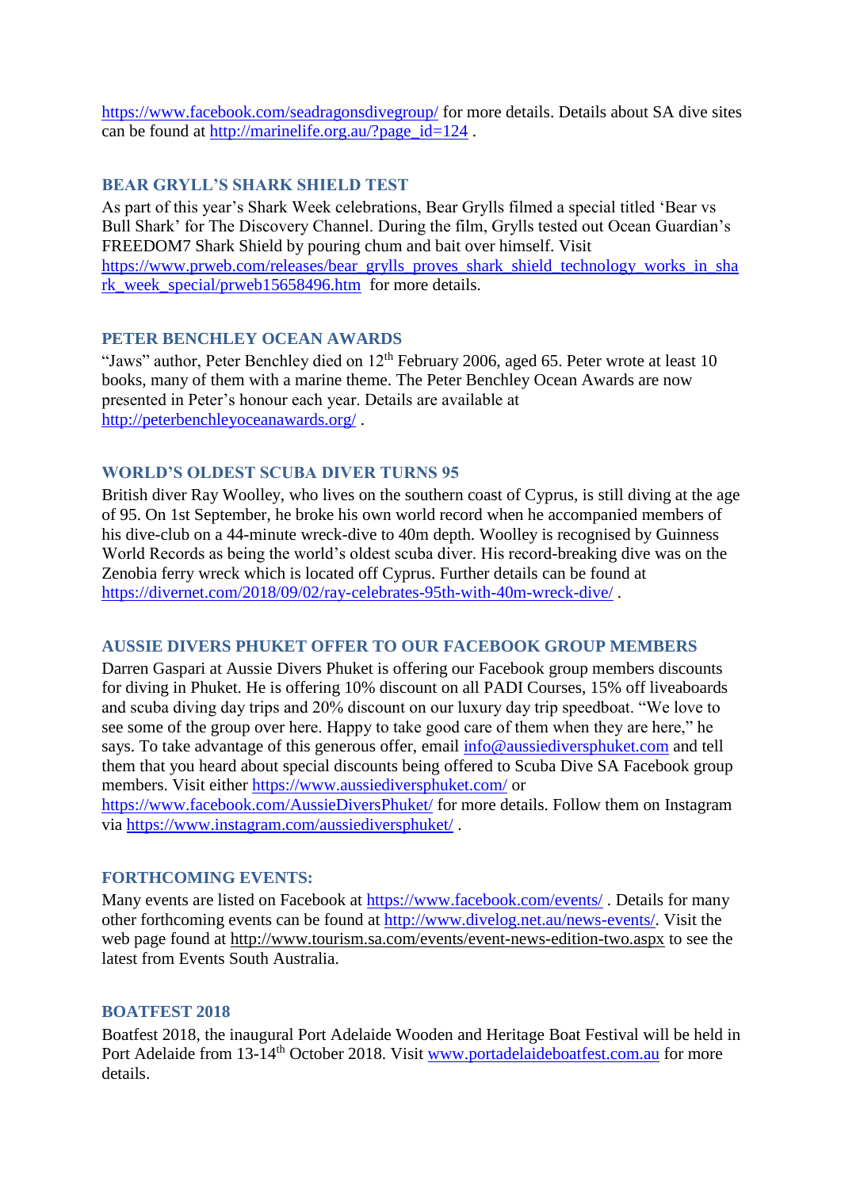https://www.facebook.com/seadragonsdivegroup/ for more details. Details about SA dive sites can be found at http://marinelife.org.au/?page_id=124 .

### BEAR GRYLL'S SHARK SHIELD TEST

As part of this year's Shark Week celebrations, Bear Grylls filmed a special titled 'Bear vs Bull Shark' for The Discovery Channel. During the film, Grylls tested out Ocean Guardian's FREEDOM7 Shark Shield by pouring chum and bait over himself. Visit https://www.prweb.com/releases/bear_grylls_proves_shark_shield_technology_works_in_shark_week_special/prweb15658496.htm for more details.

### PETER BENCHLEY OCEAN AWARDS

"Jaws" author, Peter Benchley died on 12th February 2006, aged 65. Peter wrote at least 10 books, many of them with a marine theme. The Peter Benchley Ocean Awards are now presented in Peter's honour each year. Details are available at http://peterbenchleyoceanawards.org/ .

### WORLD'S OLDEST SCUBA DIVER TURNS 95

British diver Ray Woolley, who lives on the southern coast of Cyprus, is still diving at the age of 95. On 1st September, he broke his own world record when he accompanied members of his dive-club on a 44-minute wreck-dive to 40m depth. Woolley is recognised by Guinness World Records as being the world's oldest scuba diver. His record-breaking dive was on the Zenobia ferry wreck which is located off Cyprus. Further details can be found at https://divernet.com/2018/09/02/ray-celebrates-95th-with-40m-wreck-dive/ .

### AUSSIE DIVERS PHUKET OFFER TO OUR FACEBOOK GROUP MEMBERS

Darren Gaspari at Aussie Divers Phuket is offering our Facebook group members discounts for diving in Phuket. He is offering 10% discount on all PADI Courses, 15% off liveaboards and scuba diving day trips and 20% discount on our luxury day trip speedboat. "We love to see some of the group over here. Happy to take good care of them when they are here," he says. To take advantage of this generous offer, email info@aussiediversphuket.com and tell them that you heard about special discounts being offered to Scuba Dive SA Facebook group members. Visit either https://www.aussiediversphuket.com/ or https://www.facebook.com/AussieDiversPhuket/ for more details. Follow them on Instagram via https://www.instagram.com/aussiediversphuket/ .

### FORTHCOMING EVENTS:

Many events are listed on Facebook at https://www.facebook.com/events/ . Details for many other forthcoming events can be found at http://www.divelog.net.au/news-events/. Visit the web page found at http://www.tourism.sa.com/events/event-news-edition-two.aspx to see the latest from Events South Australia.

### BOATFEST 2018

Boatfest 2018, the inaugural Port Adelaide Wooden and Heritage Boat Festival will be held in Port Adelaide from 13-14th October 2018. Visit www.portadelaideboatfest.com.au for more details.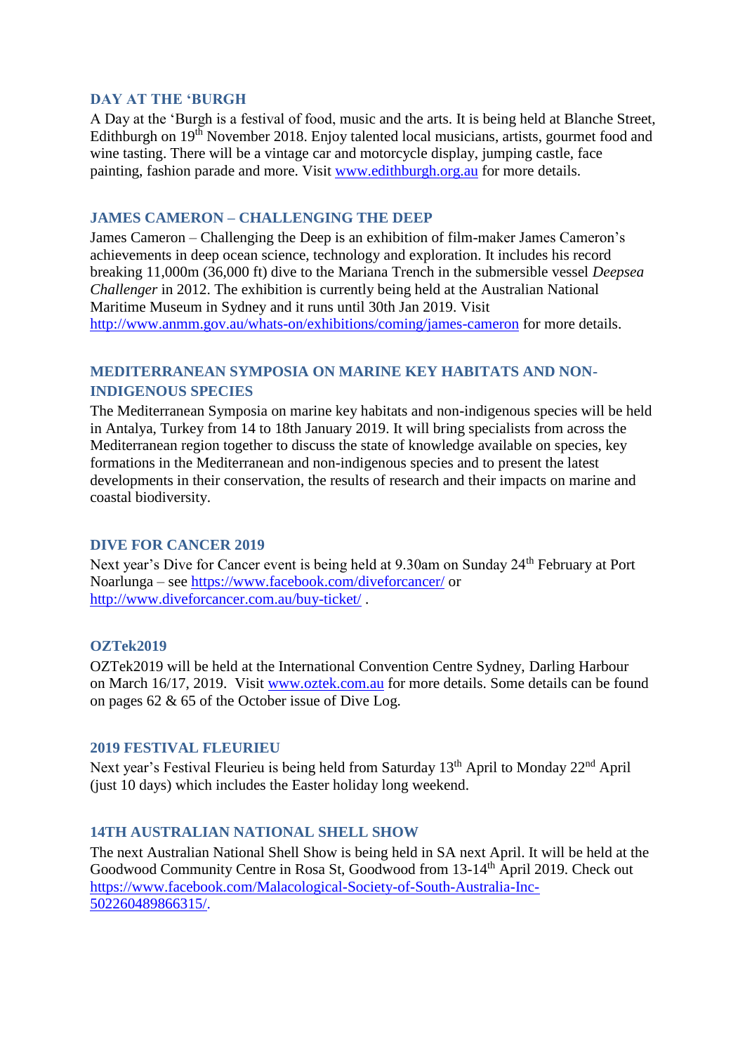### DAY AT THE 'BURGH

A Day at the 'Burgh is a festival of food, music and the arts. It is being held at Blanche Street, Edithburgh on 19th November 2018. Enjoy talented local musicians, artists, gourmet food and wine tasting. There will be a vintage car and motorcycle display, jumping castle, face painting, fashion parade and more. Visit www.edithburgh.org.au for more details.

### JAMES CAMERON – CHALLENGING THE DEEP

James Cameron – Challenging the Deep is an exhibition of film-maker James Cameron's achievements in deep ocean science, technology and exploration. It includes his record breaking 11,000m (36,000 ft) dive to the Mariana Trench in the submersible vessel *Deepsea Challenger* in 2012. The exhibition is currently being held at the Australian National Maritime Museum in Sydney and it runs until 30th Jan 2019. Visit http://www.anmm.gov.au/whats-on/exhibitions/coming/james-cameron for more details.

### MEDITERRANEAN SYMPOSIA ON MARINE KEY HABITATS AND NON-INDIGENOUS SPECIES

The Mediterranean Symposia on marine key habitats and non-indigenous species will be held in Antalya, Turkey from 14 to 18th January 2019. It will bring specialists from across the Mediterranean region together to discuss the state of knowledge available on species, key formations in the Mediterranean and non-indigenous species and to present the latest developments in their conservation, the results of research and their impacts on marine and coastal biodiversity.

### DIVE FOR CANCER 2019

Next year's Dive for Cancer event is being held at 9.30am on Sunday 24th February at Port Noarlunga – see https://www.facebook.com/diveforcancer/ or http://www.diveforcancer.com.au/buy-ticket/ .

### OZTek2019

OZTek2019 will be held at the International Convention Centre Sydney, Darling Harbour on March 16/17, 2019. Visit www.oztek.com.au for more details. Some details can be found on pages 62 & 65 of the October issue of Dive Log.

### 2019 FESTIVAL FLEURIEU

Next year's Festival Fleurieu is being held from Saturday 13th April to Monday 22nd April (just 10 days) which includes the Easter holiday long weekend.

### 14TH AUSTRALIAN NATIONAL SHELL SHOW

The next Australian National Shell Show is being held in SA next April. It will be held at the Goodwood Community Centre in Rosa St, Goodwood from 13-14th April 2019. Check out https://www.facebook.com/Malacological-Society-of-South-Australia-Inc-502260489866315/.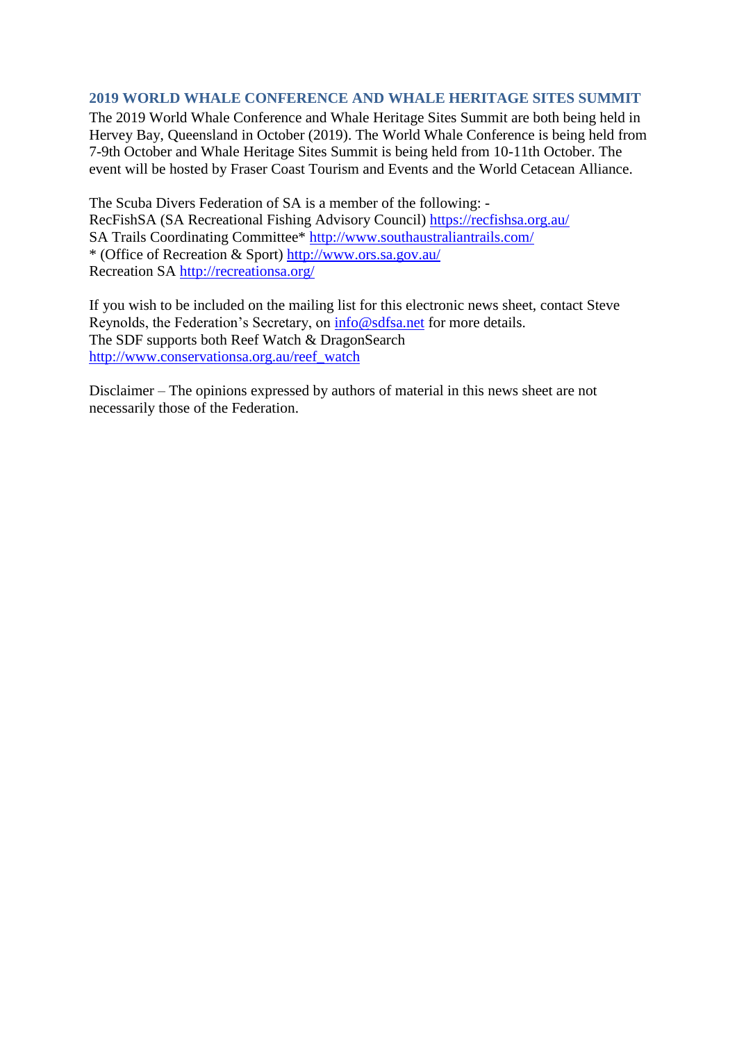## 2019 WORLD WHALE CONFERENCE AND WHALE HERITAGE SITES SUMMIT

The 2019 World Whale Conference and Whale Heritage Sites Summit are both being held in Hervey Bay, Queensland in October (2019). The World Whale Conference is being held from 7-9th October and Whale Heritage Sites Summit is being held from 10-11th October. The event will be hosted by Fraser Coast Tourism and Events and the World Cetacean Alliance.

The Scuba Divers Federation of SA is a member of the following: -
RecFishSA (SA Recreational Fishing Advisory Council) https://recfishsa.org.au/
SA Trails Coordinating Committee* http://www.southaustraliantrails.com/
* (Office of Recreation & Sport) http://www.ors.sa.gov.au/
Recreation SA http://recreationsa.org/

If you wish to be included on the mailing list for this electronic news sheet, contact Steve Reynolds, the Federation's Secretary, on info@sdfsa.net for more details.
The SDF supports both Reef Watch & DragonSearch
http://www.conservationsa.org.au/reef_watch

Disclaimer – The opinions expressed by authors of material in this news sheet are not necessarily those of the Federation.